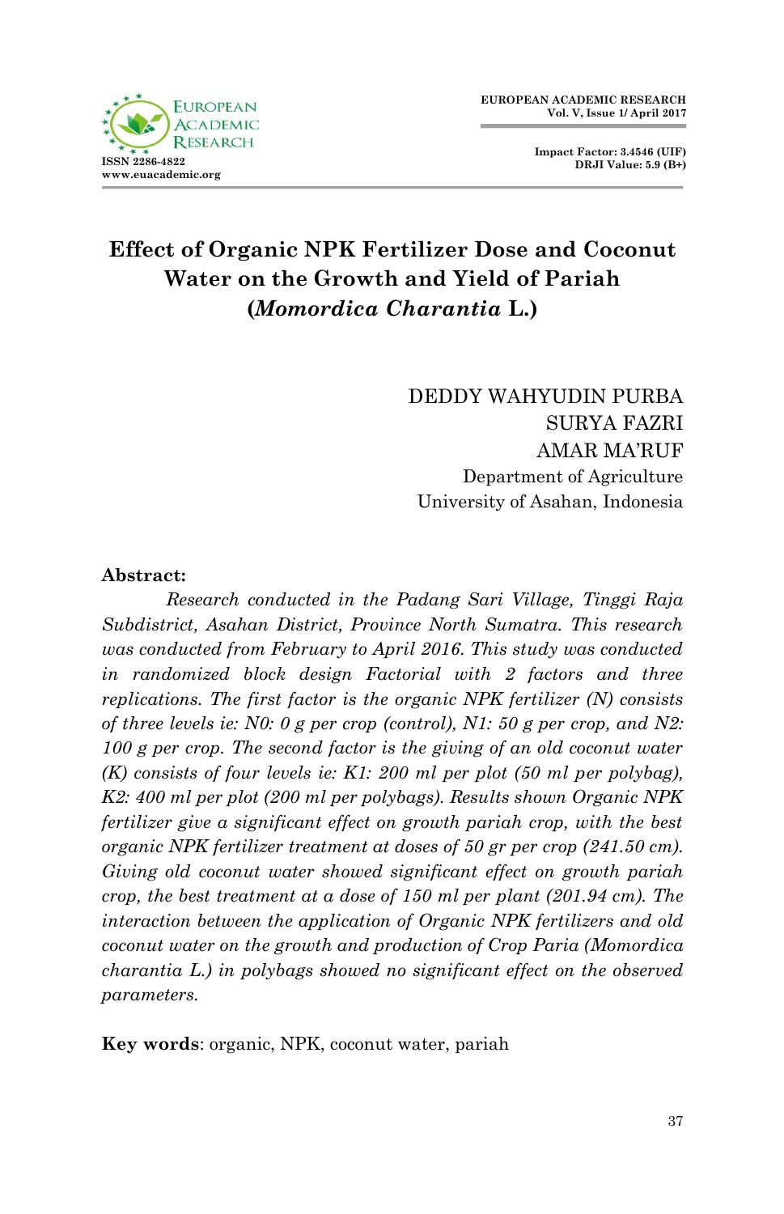# Effect of Organic NPK Fertilizer Dose and Coconut Water on the Growth and Yield of Pariah (*Momordica Charantia* L.)

DEDDY WAHYUDIN PURBA
SURYA FAZRI
AMAR MA'RUF
Department of Agriculture
University of Asahan, Indonesia

**Abstract:**

*Research conducted in the Padang Sari Village, Tinggi Raja Subdistrict, Asahan District, Province North Sumatra. This research was conducted from February to April 2016. This study was conducted in randomized block design Factorial with 2 factors and three replications. The first factor is the organic NPK fertilizer (N) consists of three levels ie: N0: 0 g per crop (control), N1: 50 g per crop, and N2: 100 g per crop. The second factor is the giving of an old coconut water (K) consists of four levels ie: K1: 200 ml per plot (50 ml per polybag), K2: 400 ml per plot (200 ml per polybags). Results shown Organic NPK fertilizer give a significant effect on growth pariah crop, with the best organic NPK fertilizer treatment at doses of 50 gr per crop (241.50 cm). Giving old coconut water showed significant effect on growth pariah crop, the best treatment at a dose of 150 ml per plant (201.94 cm). The interaction between the application of Organic NPK fertilizers and old coconut water on the growth and production of Crop Paria (Momordica charantia L.) in polybags showed no significant effect on the observed parameters.*

**Key words**: organic, NPK, coconut water, pariah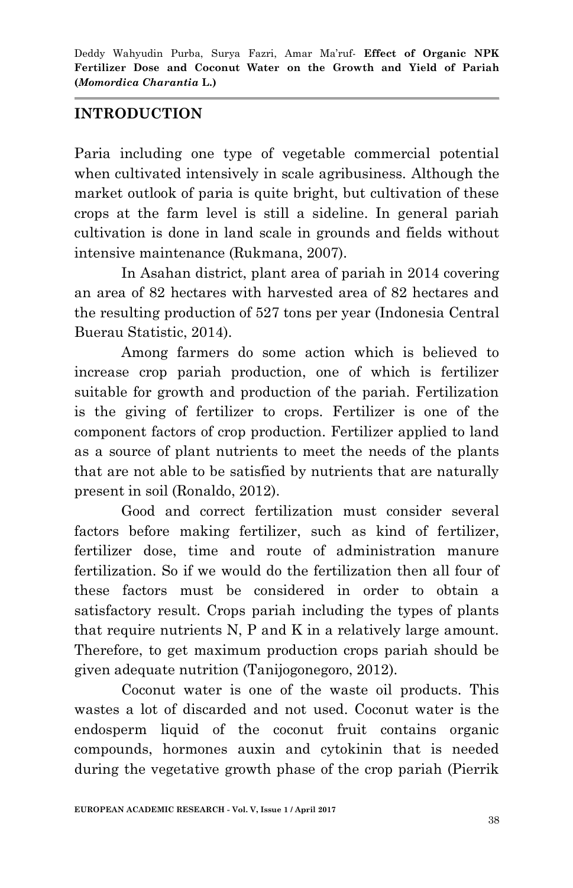## INTRODUCTION

Paria including one type of vegetable commercial potential when cultivated intensively in scale agribusiness. Although the market outlook of paria is quite bright, but cultivation of these crops at the farm level is still a sideline. In general pariah cultivation is done in land scale in grounds and fields without intensive maintenance (Rukmana, 2007).

In Asahan district, plant area of pariah in 2014 covering an area of 82 hectares with harvested area of 82 hectares and the resulting production of 527 tons per year (Indonesia Central Buerau Statistic, 2014).

Among farmers do some action which is believed to increase crop pariah production, one of which is fertilizer suitable for growth and production of the pariah. Fertilization is the giving of fertilizer to crops. Fertilizer is one of the component factors of crop production. Fertilizer applied to land as a source of plant nutrients to meet the needs of the plants that are not able to be satisfied by nutrients that are naturally present in soil (Ronaldo, 2012).

Good and correct fertilization must consider several factors before making fertilizer, such as kind of fertilizer, fertilizer dose, time and route of administration manure fertilization. So if we would do the fertilization then all four of these factors must be considered in order to obtain a satisfactory result. Crops pariah including the types of plants that require nutrients N, P and K in a relatively large amount. Therefore, to get maximum production crops pariah should be given adequate nutrition (Tanijogonegoro, 2012).

Coconut water is one of the waste oil products. This wastes a lot of discarded and not used. Coconut water is the endosperm liquid of the coconut fruit contains organic compounds, hormones auxin and cytokinin that is needed during the vegetative growth phase of the crop pariah (Pierrik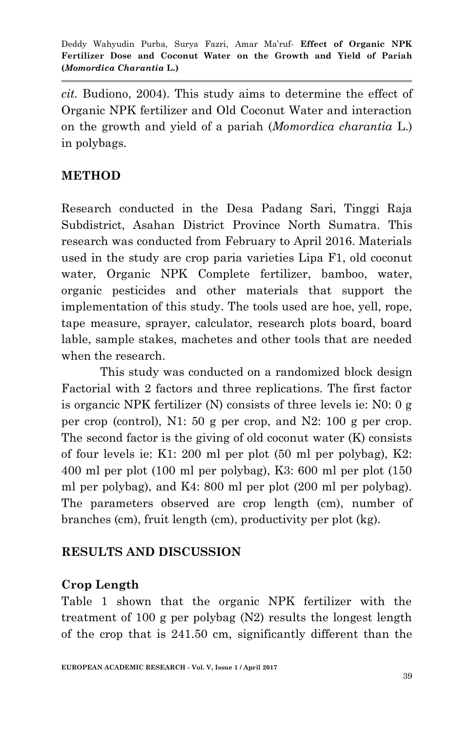*cit.* Budiono, 2004). This study aims to determine the effect of Organic NPK fertilizer and Old Coconut Water and interaction on the growth and yield of a pariah (*Momordica charantia* L.) in polybags.

## METHOD

Research conducted in the Desa Padang Sari, Tinggi Raja Subdistrict, Asahan District Province North Sumatra. This research was conducted from February to April 2016. Materials used in the study are crop paria varieties Lipa F1, old coconut water, Organic NPK Complete fertilizer, bamboo, water, organic pesticides and other materials that support the implementation of this study. The tools used are hoe, yell, rope, tape measure, sprayer, calculator, research plots board, board lable, sample stakes, machetes and other tools that are needed when the research.

This study was conducted on a randomized block design Factorial with 2 factors and three replications. The first factor is organcic NPK fertilizer (N) consists of three levels ie: N0: 0 g per crop (control), N1: 50 g per crop, and N2: 100 g per crop. The second factor is the giving of old coconut water (K) consists of four levels ie: K1: 200 ml per plot (50 ml per polybag), K2: 400 ml per plot (100 ml per polybag), K3: 600 ml per plot (150 ml per polybag), and K4: 800 ml per plot (200 ml per polybag). The parameters observed are crop length (cm), number of branches (cm), fruit length (cm), productivity per plot (kg).

## RESULTS AND DISCUSSION

### Crop Length

Table 1 shown that the organic NPK fertilizer with the treatment of 100 g per polybag (N2) results the longest length of the crop that is 241.50 cm, significantly different than the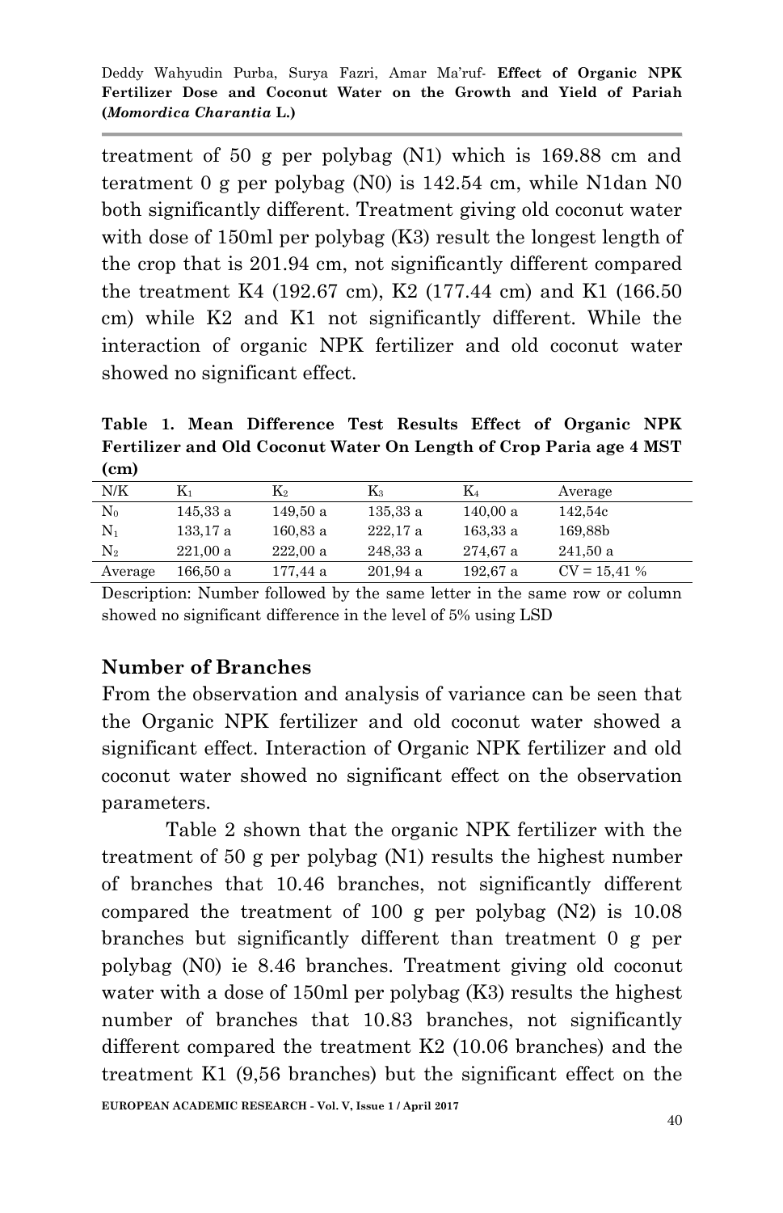treatment of 50 g per polybag (N1) which is 169.88 cm and teratment 0 g per polybag (N0) is 142.54 cm, while N1dan N0 both significantly different. Treatment giving old coconut water with dose of 150ml per polybag (K3) result the longest length of the crop that is 201.94 cm, not significantly different compared the treatment K4 (192.67 cm), K2 (177.44 cm) and K1 (166.50 cm) while K2 and K1 not significantly different. While the interaction of organic NPK fertilizer and old coconut water showed no significant effect.

**Table 1. Mean Difference Test Results Effect of Organic NPK Fertilizer and Old Coconut Water On Length of Crop Paria age 4 MST (cm)**

| N/K | $K_1$ | $K_2$ | $K_3$ | $K_4$ | Average |
|---|---|---|---|---|---|
| $N_0$ | 145,33 a | 149,50 a | 135,33 a | 140,00 a | 142,54c |
| $N_1$ | 133,17 a | 160,83 a | 222,17 a | 163,33 a | 169,88b |
| $N_2$ | 221,00 a | 222,00 a | 248,33 a | 274,67 a | 241,50 a |
| Average | 166,50 a | 177,44 a | 201,94 a | 192,67 a | CV = 15,41 % |

Description: Number followed by the same letter in the same row or column showed no significant difference in the level of 5% using LSD

## Number of Branches

From the observation and analysis of variance can be seen that the Organic NPK fertilizer and old coconut water showed a significant effect. Interaction of Organic NPK fertilizer and old coconut water showed no significant effect on the observation parameters.

Table 2 shown that the organic NPK fertilizer with the treatment of 50 g per polybag (N1) results the highest number of branches that 10.46 branches, not significantly different compared the treatment of 100 g per polybag (N2) is 10.08 branches but significantly different than treatment 0 g per polybag (N0) ie 8.46 branches. Treatment giving old coconut water with a dose of 150ml per polybag (K3) results the highest number of branches that 10.83 branches, not significantly different compared the treatment K2 (10.06 branches) and the treatment K1 (9,56 branches) but the significant effect on the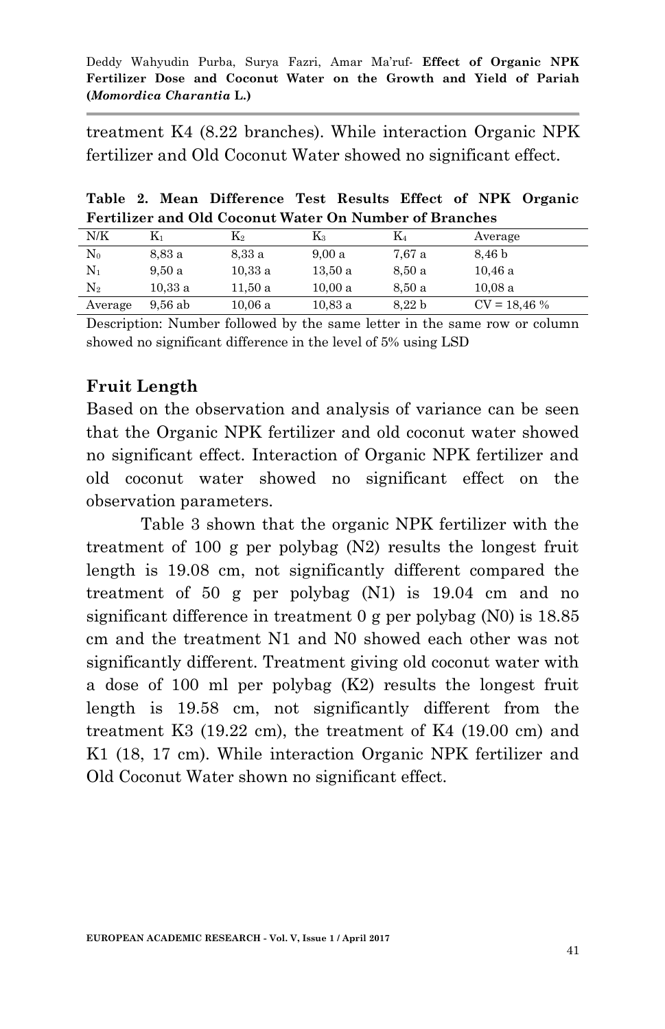treatment K4 (8.22 branches). While interaction Organic NPK fertilizer and Old Coconut Water showed no significant effect.

**Table 2. Mean Difference Test Results Effect of NPK Organic Fertilizer and Old Coconut Water On Number of Branches**

| N/K | $K_1$ | $K_2$ | $K_3$ | $K_4$ | Average |
|---|---|---|---|---|---|
| $N_0$ | 8,83 a | 8,33 a | 9,00 a | 7,67 a | 8,46 b |
| $N_1$ | 9,50 a | 10,33 a | 13,50 a | 8,50 a | 10,46 a |
| $N_2$ | 10,33 a | 11,50 a | 10,00 a | 8,50 a | 10,08 a |
| Average | 9,56 ab | 10,06 a | 10,83 a | 8,22 b | CV = 18,46 % |

Description: Number followed by the same letter in the same row or column showed no significant difference in the level of 5% using LSD

### Fruit Length

Based on the observation and analysis of variance can be seen that the Organic NPK fertilizer and old coconut water showed no significant effect. Interaction of Organic NPK fertilizer and old coconut water showed no significant effect on the observation parameters.

Table 3 shown that the organic NPK fertilizer with the treatment of 100 g per polybag (N2) results the longest fruit length is 19.08 cm, not significantly different compared the treatment of 50 g per polybag (N1) is 19.04 cm and no significant difference in treatment 0 g per polybag (N0) is 18.85 cm and the treatment N1 and N0 showed each other was not significantly different. Treatment giving old coconut water with a dose of 100 ml per polybag (K2) results the longest fruit length is 19.58 cm, not significantly different from the treatment K3 (19.22 cm), the treatment of K4 (19.00 cm) and K1 (18, 17 cm). While interaction Organic NPK fertilizer and Old Coconut Water shown no significant effect.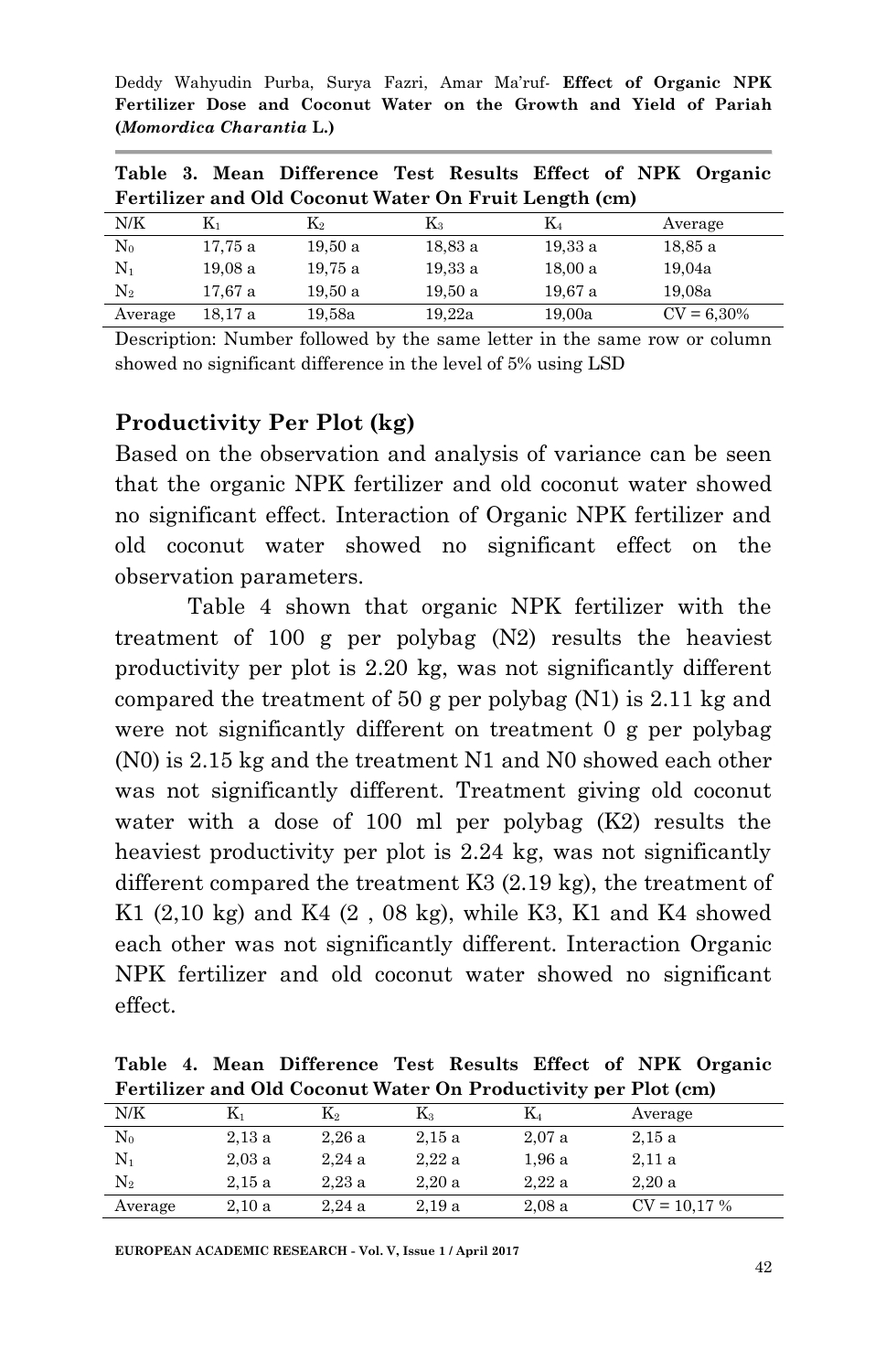**Table 3. Mean Difference Test Results Effect of NPK Organic Fertilizer and Old Coconut Water On Fruit Length (cm)**

| N/K | $K_1$ | $K_2$ | $K_3$ | $K_4$ | Average |
|---|---|---|---|---|---|
| $N_0$ | 17,75 a | 19,50 a | 18,83 a | 19,33 a | 18,85 a |
| $N_1$ | 19,08 a | 19,75 a | 19,33 a | 18,00 a | 19,04a |
| $N_2$ | 17,67 a | 19,50 a | 19,50 a | 19,67 a | 19,08a |
| Average | 18,17 a | 19,58a | 19,22a | 19,00a | CV = 6,30% |

Description: Number followed by the same letter in the same row or column showed no significant difference in the level of 5% using LSD

## Productivity Per Plot (kg)

Based on the observation and analysis of variance can be seen that the organic NPK fertilizer and old coconut water showed no significant effect. Interaction of Organic NPK fertilizer and old coconut water showed no significant effect on the observation parameters.

Table 4 shown that organic NPK fertilizer with the treatment of 100 g per polybag (N2) results the heaviest productivity per plot is 2.20 kg, was not significantly different compared the treatment of 50 g per polybag (N1) is 2.11 kg and were not significantly different on treatment 0 g per polybag (N0) is 2.15 kg and the treatment N1 and N0 showed each other was not significantly different. Treatment giving old coconut water with a dose of 100 ml per polybag (K2) results the heaviest productivity per plot is 2.24 kg, was not significantly different compared the treatment K3 (2.19 kg), the treatment of K1 (2,10 kg) and K4 (2 , 08 kg), while K3, K1 and K4 showed each other was not significantly different. Interaction Organic NPK fertilizer and old coconut water showed no significant effect.

**Table 4. Mean Difference Test Results Effect of NPK Organic Fertilizer and Old Coconut Water On Productivity per Plot (cm)**

| N/K | $K_1$ | $K_2$ | $K_3$ | $K_4$ | Average |
|---|---|---|---|---|---|
| $N_0$ | 2,13 a | 2,26 a | 2,15 a | 2,07 a | 2,15 a |
| $N_1$ | 2,03 a | 2,24 a | 2,22 a | 1,96 a | 2,11 a |
| $N_2$ | 2,15 a | 2,23 a | 2,20 a | 2,22 a | 2,20 a |
| Average | 2,10 a | 2,24 a | 2,19 a | 2,08 a | CV = 10,17 % |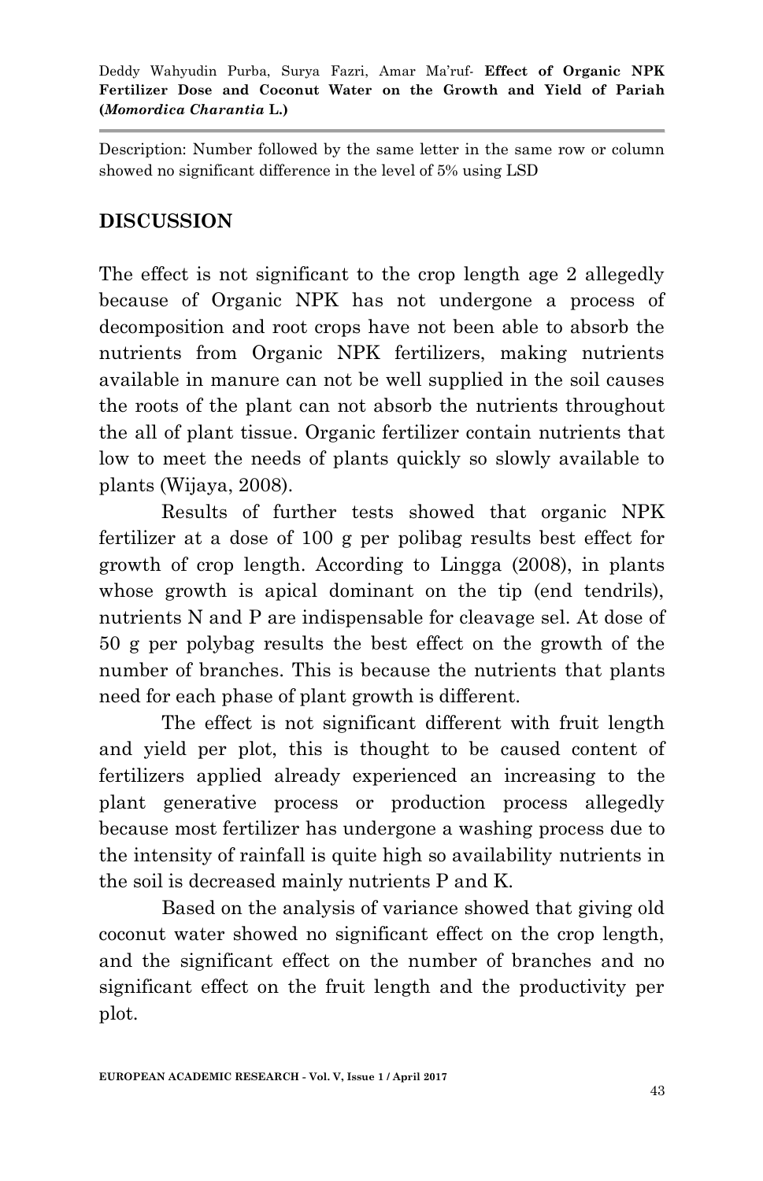Description: Number followed by the same letter in the same row or column showed no significant difference in the level of 5% using LSD

## DISCUSSION

The effect is not significant to the crop length age 2 allegedly because of Organic NPK has not undergone a process of decomposition and root crops have not been able to absorb the nutrients from Organic NPK fertilizers, making nutrients available in manure can not be well supplied in the soil causes the roots of the plant can not absorb the nutrients throughout the all of plant tissue. Organic fertilizer contain nutrients that low to meet the needs of plants quickly so slowly available to plants (Wijaya, 2008).

Results of further tests showed that organic NPK fertilizer at a dose of 100 g per polibag results best effect for growth of crop length. According to Lingga (2008), in plants whose growth is apical dominant on the tip (end tendrils), nutrients N and P are indispensable for cleavage sel. At dose of 50 g per polybag results the best effect on the growth of the number of branches. This is because the nutrients that plants need for each phase of plant growth is different.

The effect is not significant different with fruit length and yield per plot, this is thought to be caused content of fertilizers applied already experienced an increasing to the plant generative process or production process allegedly because most fertilizer has undergone a washing process due to the intensity of rainfall is quite high so availability nutrients in the soil is decreased mainly nutrients P and K.

Based on the analysis of variance showed that giving old coconut water showed no significant effect on the crop length, and the significant effect on the number of branches and no significant effect on the fruit length and the productivity per plot.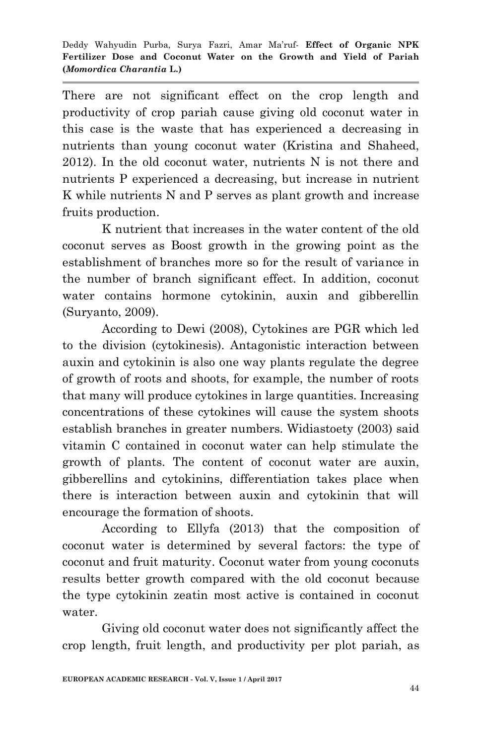There are not significant effect on the crop length and productivity of crop pariah cause giving old coconut water in this case is the waste that has experienced a decreasing in nutrients than young coconut water (Kristina and Shaheed, 2012). In the old coconut water, nutrients N is not there and nutrients P experienced a decreasing, but increase in nutrient K while nutrients N and P serves as plant growth and increase fruits production.

K nutrient that increases in the water content of the old coconut serves as Boost growth in the growing point as the establishment of branches more so for the result of variance in the number of branch significant effect. In addition, coconut water contains hormone cytokinin, auxin and gibberellin (Suryanto, 2009).

According to Dewi (2008), Cytokines are PGR which led to the division (cytokinesis). Antagonistic interaction between auxin and cytokinin is also one way plants regulate the degree of growth of roots and shoots, for example, the number of roots that many will produce cytokines in large quantities. Increasing concentrations of these cytokines will cause the system shoots establish branches in greater numbers. Widiastoety (2003) said vitamin C contained in coconut water can help stimulate the growth of plants. The content of coconut water are auxin, gibberellins and cytokinins, differentiation takes place when there is interaction between auxin and cytokinin that will encourage the formation of shoots.

According to Ellyfa (2013) that the composition of coconut water is determined by several factors: the type of coconut and fruit maturity. Coconut water from young coconuts results better growth compared with the old coconut because the type cytokinin zeatin most active is contained in coconut water.

Giving old coconut water does not significantly affect the crop length, fruit length, and productivity per plot pariah, as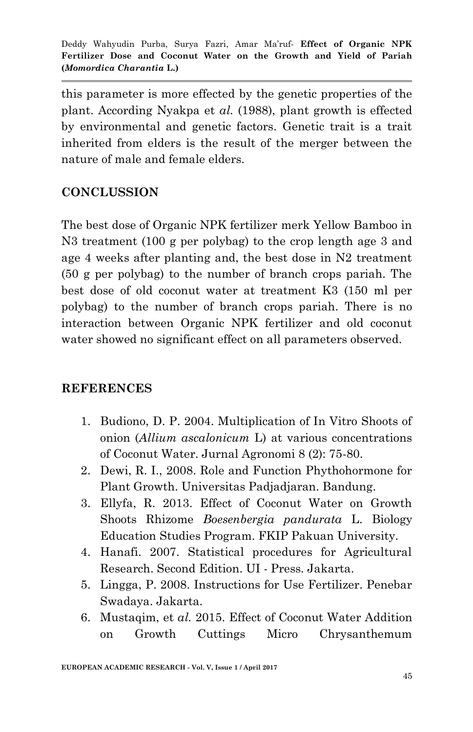this parameter is more effected by the genetic properties of the plant. According Nyakpa et *al.* (1988), plant growth is effected by environmental and genetic factors. Genetic trait is a trait inherited from elders is the result of the merger between the nature of male and female elders.

## CONCLUSSION

The best dose of Organic NPK fertilizer merk Yellow Bamboo in N3 treatment (100 g per polybag) to the crop length age 3 and age 4 weeks after planting and, the best dose in N2 treatment (50 g per polybag) to the number of branch crops pariah. The best dose of old coconut water at treatment K3 (150 ml per polybag) to the number of branch crops pariah. There is no interaction between Organic NPK fertilizer and old coconut water showed no significant effect on all parameters observed.

## REFERENCES

1. Budiono, D. P. 2004. Multiplication of In Vitro Shoots of onion (*Allium ascalonicum* L) at various concentrations of Coconut Water. Jurnal Agronomi 8 (2): 75-80.
2. Dewi, R. I., 2008. Role and Function Phythohormone for Plant Growth. Universitas Padjadjaran. Bandung.
3. Ellyfa, R. 2013. Effect of Coconut Water on Growth Shoots Rhizome *Boesenbergia pandurata* L. Biology Education Studies Program. FKIP Pakuan University.
4. Hanafi. 2007. Statistical procedures for Agricultural Research. Second Edition. UI - Press. Jakarta.
5. Lingga, P. 2008. Instructions for Use Fertilizer. Penebar Swadaya. Jakarta.
6. Mustaqim, et *al.* 2015. Effect of Coconut Water Addition on Growth Cuttings Micro Chrysanthemum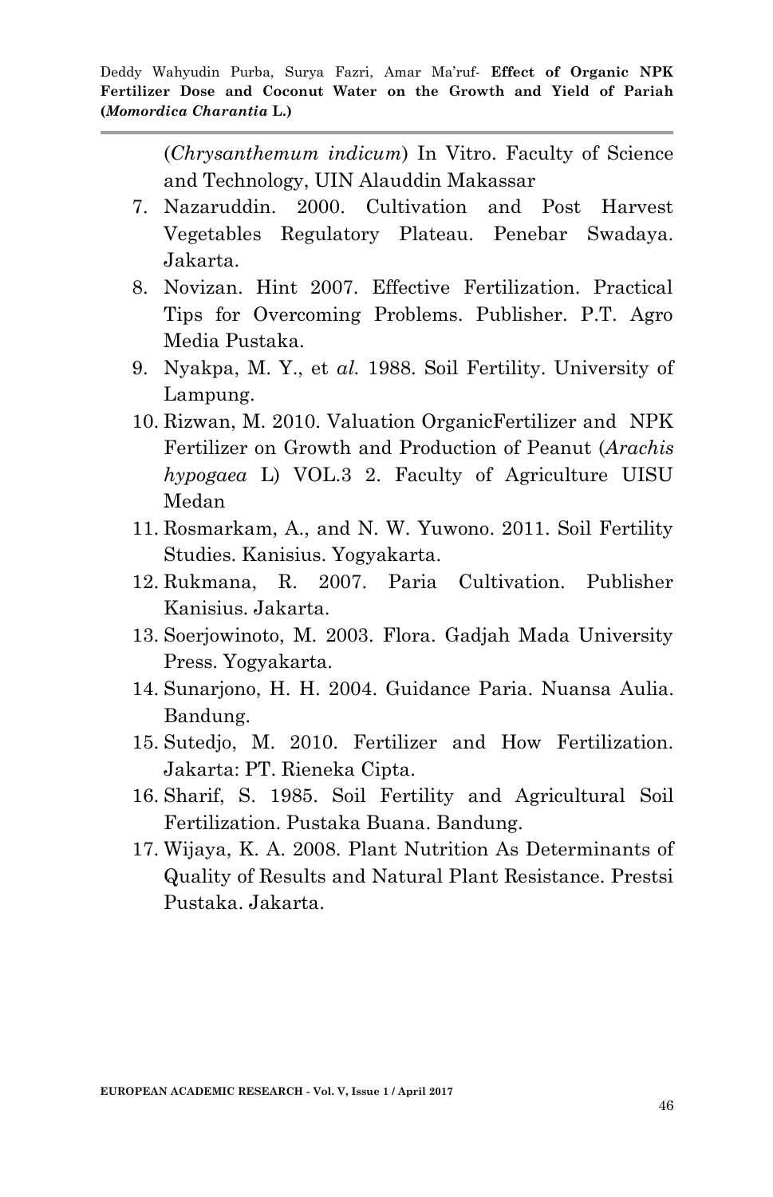(*Chrysanthemum indicum*) In Vitro. Faculty of Science and Technology, UIN Alauddin Makassar

7. Nazaruddin. 2000. Cultivation and Post Harvest Vegetables Regulatory Plateau. Penebar Swadaya. Jakarta.
8. Novizan. Hint 2007. Effective Fertilization. Practical Tips for Overcoming Problems. Publisher. P.T. Agro Media Pustaka.
9. Nyakpa, M. Y., et *al*. 1988. Soil Fertility. University of Lampung.
10. Rizwan, M. 2010. Valuation OrganicFertilizer and NPK Fertilizer on Growth and Production of Peanut (*Arachis hypogaea* L) VOL.3 2. Faculty of Agriculture UISU Medan
11. Rosmarkam, A., and N. W. Yuwono. 2011. Soil Fertility Studies. Kanisius. Yogyakarta.
12. Rukmana, R. 2007. Paria Cultivation. Publisher Kanisius. Jakarta.
13. Soerjowinoto, M. 2003. Flora. Gadjah Mada University Press. Yogyakarta.
14. Sunarjono, H. H. 2004. Guidance Paria. Nuansa Aulia. Bandung.
15. Sutedjo, M. 2010. Fertilizer and How Fertilization. Jakarta: PT. Rieneka Cipta.
16. Sharif, S. 1985. Soil Fertility and Agricultural Soil Fertilization. Pustaka Buana. Bandung.
17. Wijaya, K. A. 2008. Plant Nutrition As Determinants of Quality of Results and Natural Plant Resistance. Prestsi Pustaka. Jakarta.